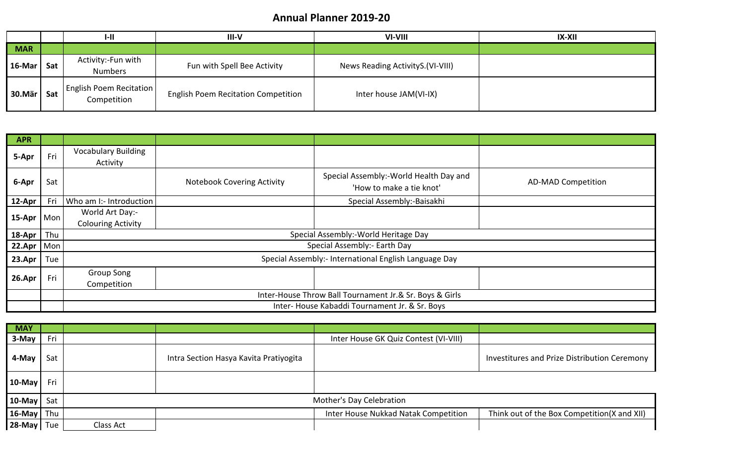# Annual Planner 2019-20

| | | I-II | III-V | VI-VIII | IX-XII |
|---|---|---|---|---|---|
| **MAR** | | | | | |
| **16-Mar** | **Sat** | Activity:-Fun with Numbers | Fun with Spell Bee Activity | News Reading ActivityS.(VI-VIII) | |
| **30.Mär** | **Sat** | English Poem Recitation Competition | English Poem Recitation Competition | Inter house JAM(VI-IX) | |

| | | | | | |
|---|---|---|---|---|---|
| **APR** | | | | | |
| **5-Apr** | Fri | Vocabulary Building Activity | | | |
| **6-Apr** | Sat | | Notebook Covering Activity | Special Assembly:-World Health Day and 'How to make a tie knot' | AD-MAD Competition |
| **12-Apr** | Fri | Who am I:- Introduction | | Special Assembly:-Baisakhi | |
| **15-Apr** | Mon | World Art Day:- Colouring Activity | | | |
| **18-Apr** | Thu | Special Assembly:-World Heritage Day | | | |
| **22.Apr** | Mon | Special Assembly:- Earth Day | | | |
| **23.Apr** | Tue | Special Assembly:- International English Language Day | | | |
| **26.Apr** | Fri | Group Song Competition | | | |
| | | Inter-House Throw Ball Tournament Jr.& Sr. Boys & Girls | | | |
| | | Inter- House Kabaddi Tournament Jr. & Sr. Boys | | | |

| | | | | | |
|---|---|---|---|---|---|
| **MAY** | | | | | |
| **3-May** | Fri | | | Inter House GK Quiz Contest (VI-VIII) | |
| **4-May** | Sat | | Intra Section Hasya Kavita Pratiyogita | | Investitures and Prize Distribution Ceremony |
| **10-May** | Fri | | | | |
| **10-May** | Sat | Mother's Day Celebration | | | |
| **16-May** | Thu | | | Inter House Nukkad Natak Competition | Think out of the Box Competition(X and XII) |
| **28-May** | Tue | Class Act | | | |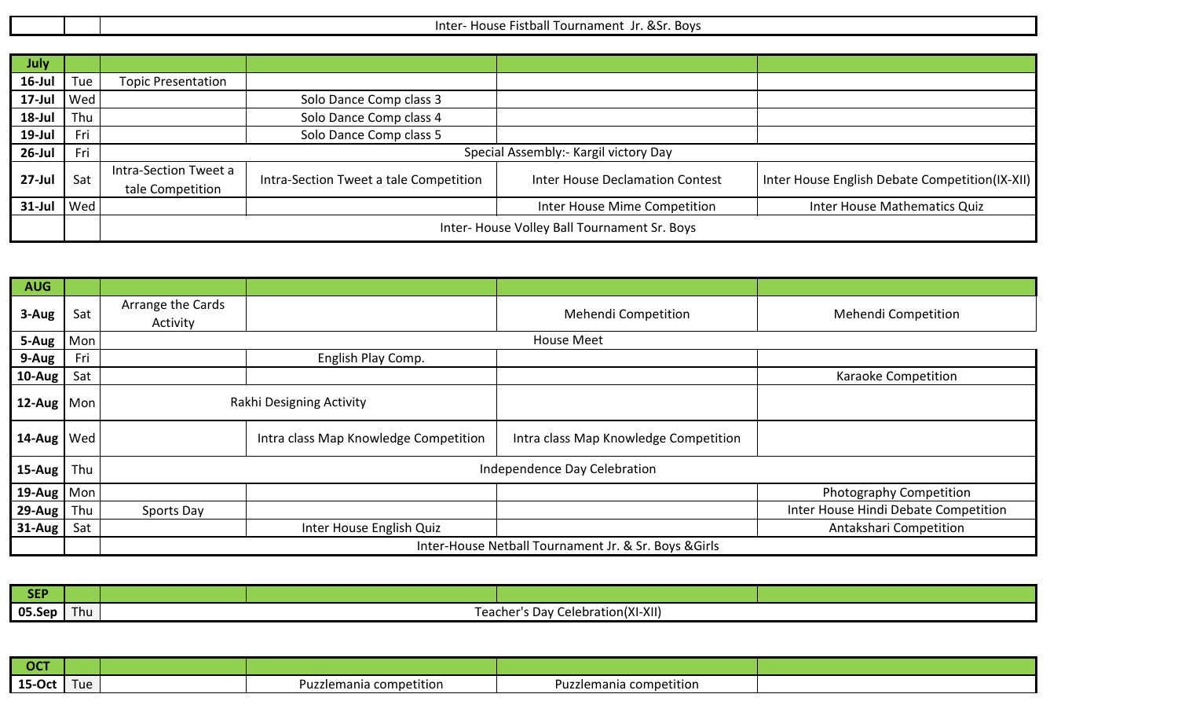| | | Inter- House Fistball Tournament Jr. &Sr. Boys | | |
|---|---|---|---|---|

| July | | | | | |
|---|---|---|---|---|---|
| 16-Jul | Tue | Topic Presentation | | | |
| 17-Jul | Wed | | Solo Dance Comp class 3 | | |
| 18-Jul | Thu | | Solo Dance Comp class 4 | | |
| 19-Jul | Fri | | Solo Dance Comp class 5 | | |
| 26-Jul | Fri | Special Assembly:- Kargil victory Day | | | |
| 27-Jul | Sat | Intra-Section Tweet a tale Competition | Intra-Section Tweet a tale Competition | Inter House Declamation Contest | Inter House English Debate Competition(IX-XII) |
| 31-Jul | Wed | | | Inter House Mime Competition | Inter House Mathematics Quiz |
| | | Inter- House Volley Ball Tournament Sr. Boys | | | |

| AUG | | | | | |
|---|---|---|---|---|---|
| 3-Aug | Sat | Arrange the Cards Activity | | Mehendi Competition | Mehendi Competition |
| 5-Aug | Mon | House Meet | | | |
| 9-Aug | Fri | | English Play Comp. | | |
| 10-Aug | Sat | | | | Karaoke Competition |
| 12-Aug | Mon | Rakhi Designing Activity | | | |
| 14-Aug | Wed | | Intra class Map Knowledge Competition | Intra class Map Knowledge Competition | |
| 15-Aug | Thu | Independence Day Celebration | | | |
| 19-Aug | Mon | | | | Photography Competition |
| 29-Aug | Thu | Sports Day | | | Inter House Hindi Debate Competition |
| 31-Aug | Sat | | Inter House English Quiz | | Antakshari Competition |
| | | Inter-House Netball Tournament Jr. & Sr. Boys &Girls | | | |

| SEP | | | | | |
|---|---|---|---|---|---|
| 05.Sep | Thu | Teacher's Day Celebration(XI-XII) | | | |

| OCT | | | | | |
|---|---|---|---|---|---|
| 15-Oct | Tue | | Puzzlemania competition | Puzzlemania competition | |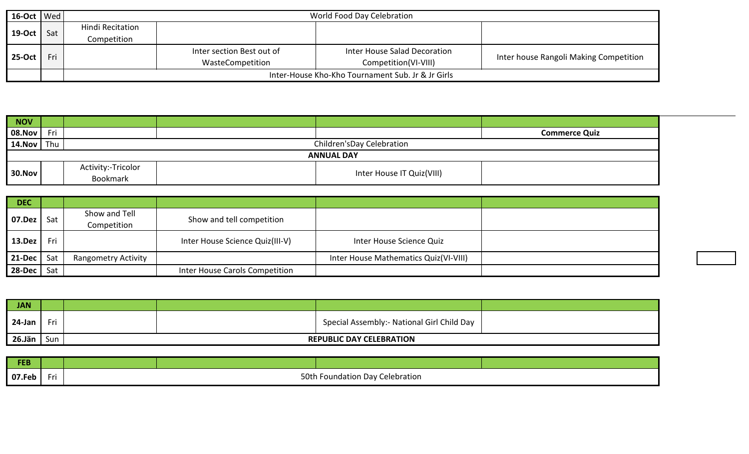| 16-Oct | Wed | World Food Day Celebration | | | |
|---|---|---|---|---|---|
| 19-Oct | Sat | Hindi Recitation Competition | | | |
| 25-Oct | Fri | | Inter section Best out of WasteCompetition | Inter House Salad Decoration Competition(VI-VIII) | Inter house Rangoli Making Competition |
| | | Inter-House Kho-Kho Tournament Sub. Jr & Jr Girls | | | |

| NOV | | | | | |
|---|---|---|---|---|---|
| 08.Nov | Fri | | | | **Commerce Quiz** |
| 14.Nov | Thu | Children'sDay Celebration | | | |
| **ANNUAL DAY** | | | | | |
| 30.Nov | | Activity:-Tricolor Bookmark | | Inter House IT Quiz(VIII) | |

| DEC | | | | | |
|---|---|---|---|---|---|
| 07.Dez | Sat | Show and Tell Competition | Show and tell competition | | |
| 13.Dez | Fri | | Inter House Science Quiz(III-V) | Inter House Science Quiz | |
| 21-Dec | Sat | Rangometry Activity | | Inter House Mathematics Quiz(VI-VIII) | |
| 28-Dec | Sat | | Inter House Carols Competition | | |

| JAN | | | | | |
|---|---|---|---|---|---|
| 24-Jan | Fri | | | Special Assembly:- National Girl Child Day | |
| 26.Jän | Sun | **REPUBLIC DAY CELEBRATION** | | | |

| FEB | | | | | |
|---|---|---|---|---|---|
| 07.Feb | Fri | 50th Foundation Day Celebration | | | |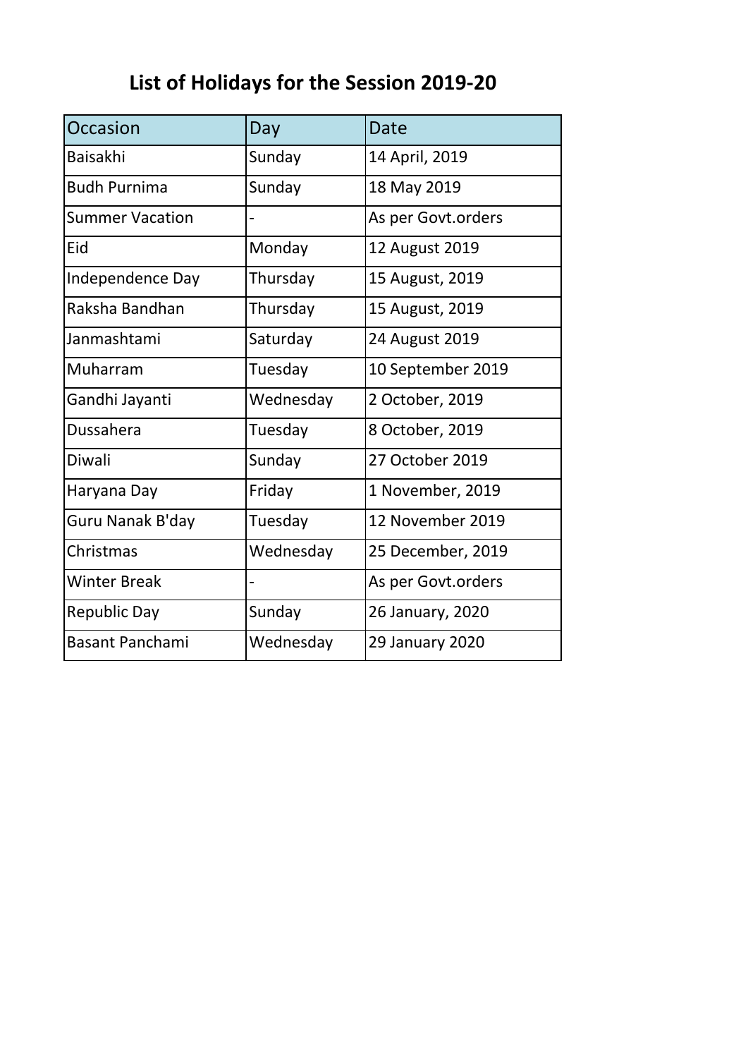# List of Holidays for the Session 2019-20

| Occasion | Day | Date |
|---|---|---|
| Baisakhi | Sunday | 14 April, 2019 |
| Budh Purnima | Sunday | 18 May 2019 |
| Summer Vacation | - | As per Govt.orders |
| Eid | Monday | 12 August 2019 |
| Independence Day | Thursday | 15 August, 2019 |
| Raksha Bandhan | Thursday | 15 August, 2019 |
| Janmashtami | Saturday | 24 August 2019 |
| Muharram | Tuesday | 10 September 2019 |
| Gandhi Jayanti | Wednesday | 2 October, 2019 |
| Dussahera | Tuesday | 8 October, 2019 |
| Diwali | Sunday | 27 October 2019 |
| Haryana Day | Friday | 1 November, 2019 |
| Guru Nanak B'day | Tuesday | 12 November 2019 |
| Christmas | Wednesday | 25 December, 2019 |
| Winter Break | - | As per Govt.orders |
| Republic Day | Sunday | 26 January, 2020 |
| Basant Panchami | Wednesday | 29 January 2020 |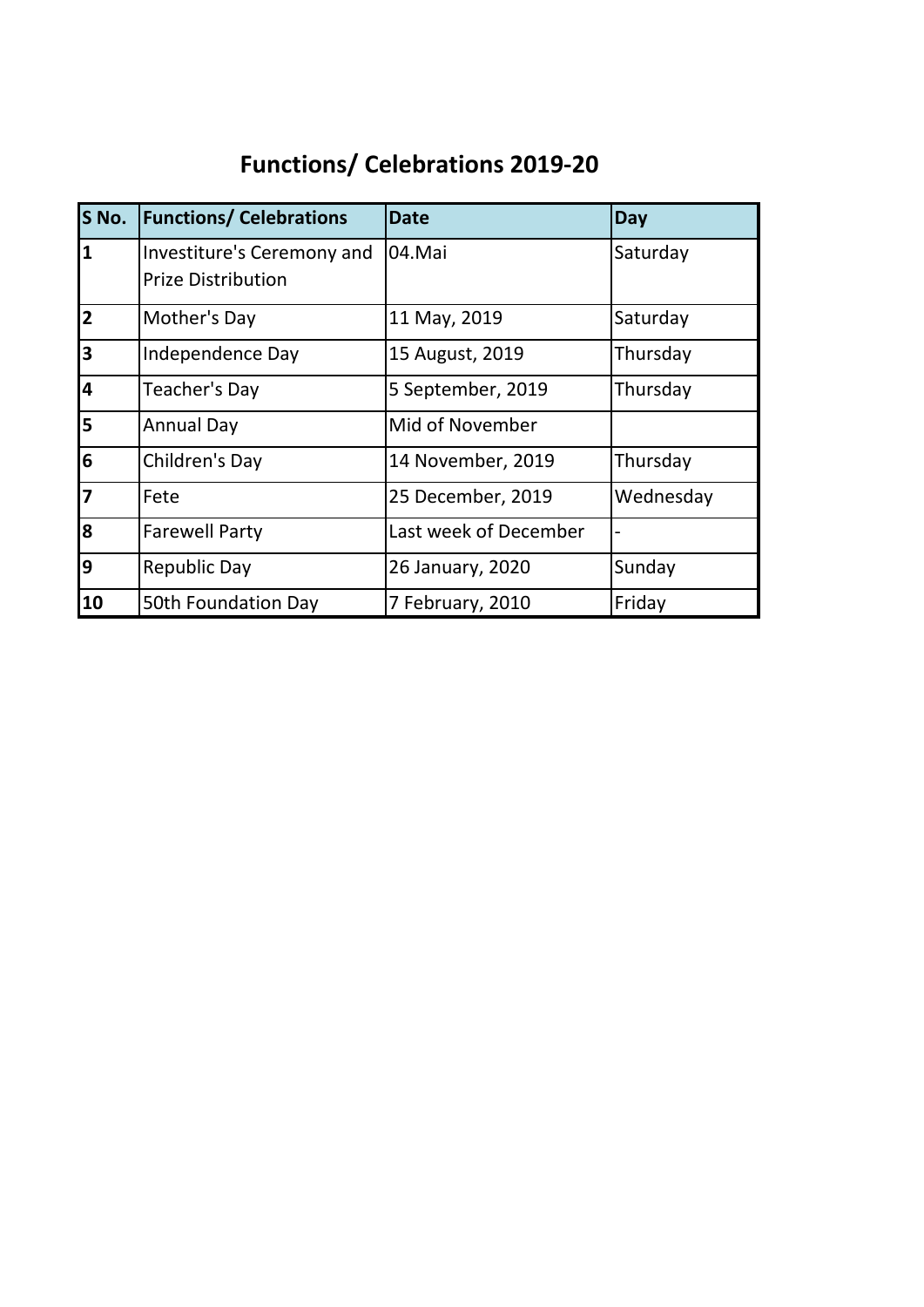# Functions/ Celebrations 2019-20

| S No. | Functions/ Celebrations | Date | Day |
|---|---|---|---|
| **1** | Investiture's Ceremony and Prize Distribution | 04.Mai | Saturday |
| **2** | Mother's Day | 11 May, 2019 | Saturday |
| **3** | Independence Day | 15 August, 2019 | Thursday |
| **4** | Teacher's Day | 5 September, 2019 | Thursday |
| **5** | Annual Day | Mid of November | |
| **6** | Children's Day | 14 November, 2019 | Thursday |
| **7** | Fete | 25 December, 2019 | Wednesday |
| **8** | Farewell Party | Last week of December | - |
| **9** | Republic Day | 26 January, 2020 | Sunday |
| **10** | 50th Foundation Day | 7 February, 2010 | Friday |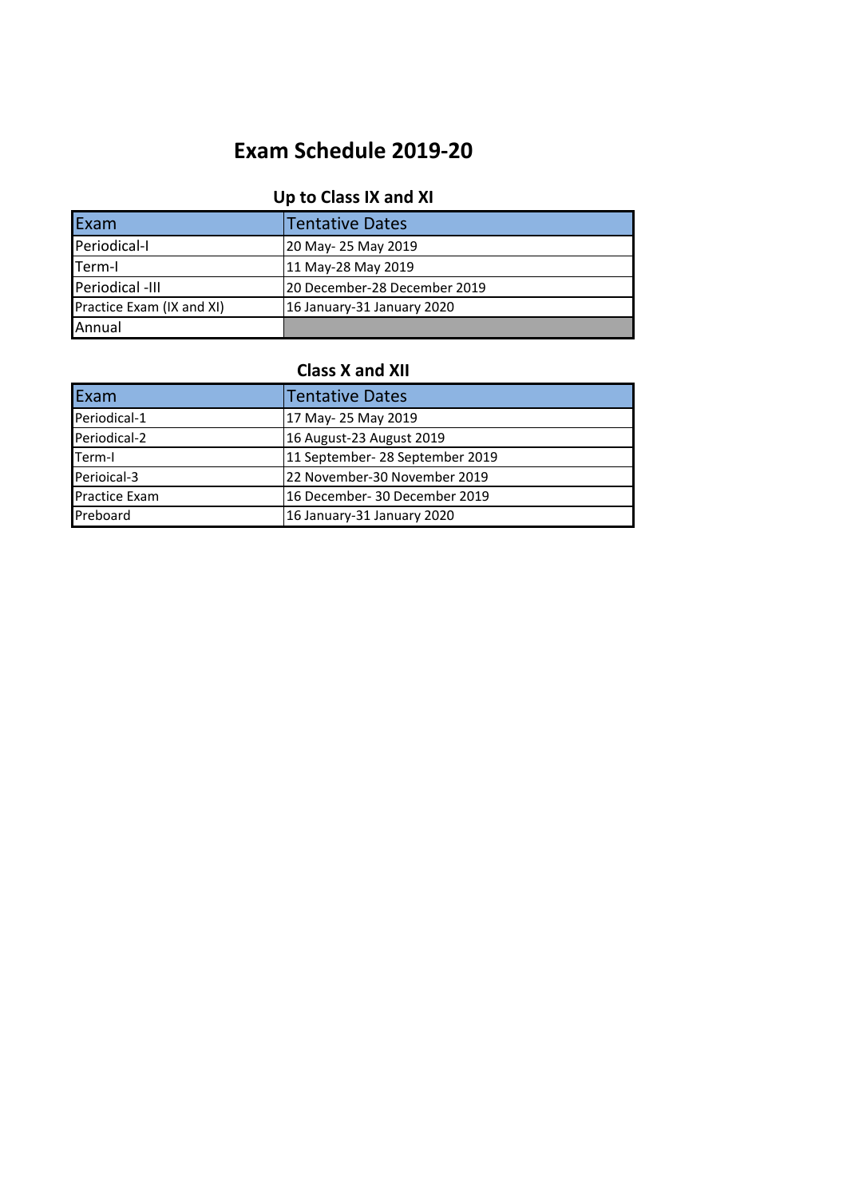# Exam Schedule 2019-20

## Up to Class IX and XI

| Exam | Tentative Dates |
|---|---|
| Periodical-I | 20 May- 25 May 2019 |
| Term-I | 11 May-28 May 2019 |
| Periodical -III | 20 December-28 December 2019 |
| Practice Exam (IX and XI) | 16 January-31 January 2020 |
| Annual | |

## Class X and XII

| Exam | Tentative Dates |
|---|---|
| Periodical-1 | 17 May- 25 May 2019 |
| Periodical-2 | 16 August-23 August 2019 |
| Term-I | 11 September- 28 September 2019 |
| Perioical-3 | 22 November-30 November 2019 |
| Practice Exam | 16 December- 30 December 2019 |
| Preboard | 16 January-31 January 2020 |